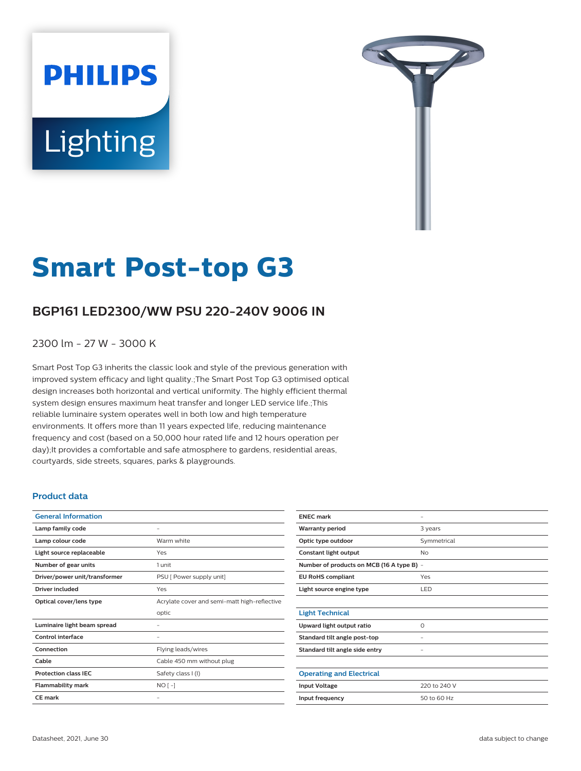# Smart Post-top G3

## BGP161 LED2300/WW PSU 220-240V 9006 IN

2300 lm - 27 W - 3000 K

Smart Post Top G3 inherits the classic look and style of the previous generation with improved system efficacy and light quality.;The Smart Post Top G3 optimised optical design increases both horizontal and vertical uniformity. The highly efficient thermal system design ensures maximum heat transfer and longer LED service life.;This reliable luminaire system operates well in both low and high temperature environments. It offers more than 11 years expected life, reducing maintenance frequency and cost (based on a 50,000 hour rated life and 12 hours operation per day);It provides a comfortable and safe atmosphere to gardens, residential areas, courtyards, side streets, squares, parks & playgrounds.

### Product data

| General Information | |
|---|---|
| Lamp family code | - |
| Lamp colour code | Warm white |
| Light source replaceable | Yes |
| Number of gear units | 1 unit |
| Driver/power unit/transformer | PSU [ Power supply unit] |
| Driver included | Yes |
| Optical cover/lens type | Acrylate cover and semi-matt high-reflective optic |
| Luminaire light beam spread | - |
| Control interface | - |
| Connection | Flying leads/wires |
| Cable | Cable 450 mm without plug |
| Protection class IEC | Safety class I (I) |
| Flammability mark | NO [ -] |
| CE mark | - |
| ENEC mark | - |
| Warranty period | 3 years |
| Optic type outdoor | Symmetrical |
| Constant light output | No |
| Number of products on MCB (16 A type B) | - |
| EU RoHS compliant | Yes |
| Light source engine type | LED |

| Light Technical | |
|---|---|
| Upward light output ratio | 0 |
| Standard tilt angle post-top | - |
| Standard tilt angle side entry | - |

| Operating and Electrical | |
|---|---|
| Input Voltage | 220 to 240 V |
| Input frequency | 50 to 60 Hz |

Datasheet, 2021, June 30

data subject to change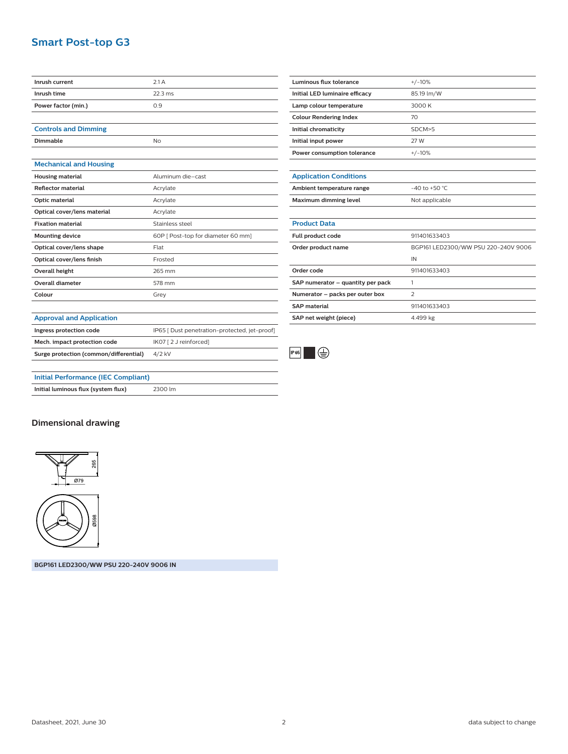## Smart Post-top G3

| | |
|---|---|
| Inrush current | 2.1 A |
| Inrush time | 22.3 ms |
| Power factor (min.) | 0.9 |

| Controls and Dimming | |
|---|---|
| Dimmable | No |

| Mechanical and Housing | |
|---|---|
| Housing material | Aluminum die-cast |
| Reflector material | Acrylate |
| Optic material | Acrylate |
| Optical cover/lens material | Acrylate |
| Fixation material | Stainless steel |
| Mounting device | 60P [ Post-top for diameter 60 mm] |
| Optical cover/lens shape | Flat |
| Optical cover/lens finish | Frosted |
| Overall height | 265 mm |
| Overall diameter | 578 mm |
| Colour | Grey |

| Approval and Application | |
|---|---|
| Ingress protection code | IP65 [ Dust penetration-protected, jet-proof] |
| Mech. impact protection code | IK07 [ 2 J reinforced] |
| Surge protection (common/differential) | 4/2 kV |

| Initial Performance (IEC Compliant) | |
|---|---|
| Initial luminous flux (system flux) | 2300 lm |
| Luminous flux tolerance | +/-10% |
| Initial LED luminaire efficacy | 85.19 lm/W |
| Lamp colour temperature | 3000 K |
| Colour Rendering Index | 70 |
| Initial chromaticity | SDCM>5 |
| Initial input power | 27 W |
| Power consumption tolerance | +/-10% |

| Application Conditions | |
|---|---|
| Ambient temperature range | -40 to +50 °C |
| Maximum dimming level | Not applicable |

| Product Data | |
|---|---|
| Full product code | 911401633403 |
| Order product name | BGP161 LED2300/WW PSU 220-240V 9006 IN |
| Order code | 911401633403 |
| SAP numerator – quantity per pack | 1 |
| Numerator – packs per outer box | 2 |
| SAP material | 911401633403 |
| SAP net weight (piece) | 4.499 kg |

IP65

## Dimensional drawing

265

Ø79

Ø598

**BGP161 LED2300/WW PSU 220-240V 9006 IN**

Datasheet, 2021, June 30

data subject to change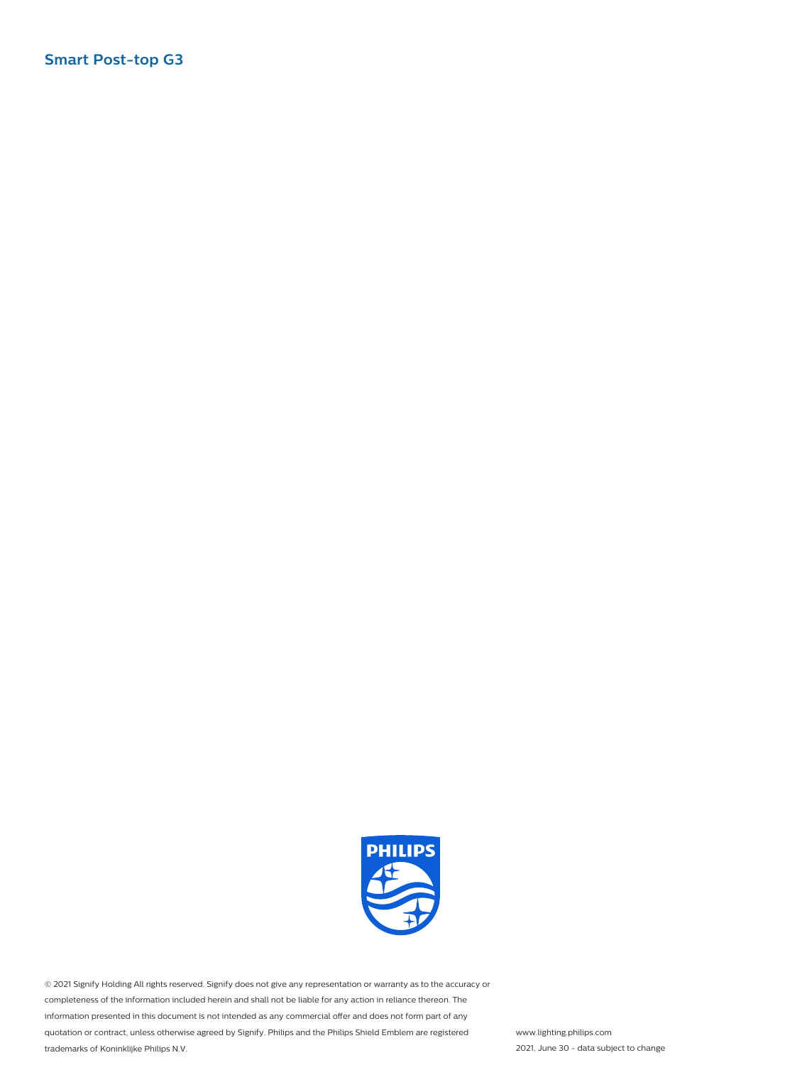## Smart Post-top G3

© 2021 Signify Holding All rights reserved. Signify does not give any representation or warranty as to the accuracy or completeness of the information included herein and shall not be liable for any action in reliance thereon. The information presented in this document is not intended as any commercial offer and does not form part of any quotation or contract, unless otherwise agreed by Signify. Philips and the Philips Shield Emblem are registered trademarks of Koninklijke Philips N.V.

www.lighting.philips.com

2021, June 30 - data subject to change